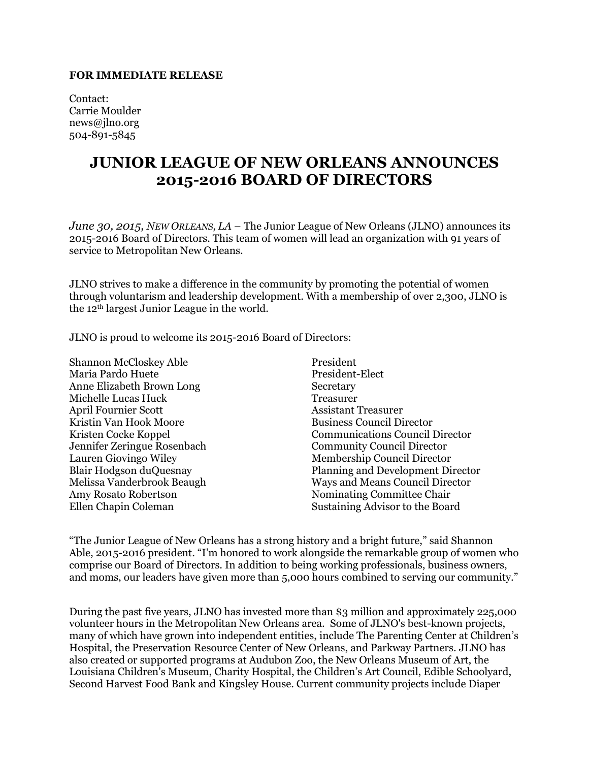**FOR IMMEDIATE RELEASE**

Contact:
Carrie Moulder
news@jlno.org
504-891-5845

# JUNIOR LEAGUE OF NEW ORLEANS ANNOUNCES 2015-2016 BOARD OF DIRECTORS

*June 30, 2015, NEW ORLEANS, LA* – The Junior League of New Orleans (JLNO) announces its 2015-2016 Board of Directors. This team of women will lead an organization with 91 years of service to Metropolitan New Orleans.

JLNO strives to make a difference in the community by promoting the potential of women through voluntarism and leadership development. With a membership of over 2,300, JLNO is the 12th largest Junior League in the world.

JLNO is proud to welcome its 2015-2016 Board of Directors:

| Name | Position |
| --- | --- |
| Shannon McCloskey Able | President |
| Maria Pardo Huete | President-Elect |
| Anne Elizabeth Brown Long | Secretary |
| Michelle Lucas Huck | Treasurer |
| April Fournier Scott | Assistant Treasurer |
| Kristin Van Hook Moore | Business Council Director |
| Kristen Cocke Koppel | Communications Council Director |
| Jennifer Zeringue Rosenbach | Community Council Director |
| Lauren Giovingo Wiley | Membership Council Director |
| Blair Hodgson duQuesnay | Planning and Development Director |
| Melissa Vanderbrook Beaugh | Ways and Means Council Director |
| Amy Rosato Robertson | Nominating Committee Chair |
| Ellen Chapin Coleman | Sustaining Advisor to the Board |

"The Junior League of New Orleans has a strong history and a bright future," said Shannon Able, 2015-2016 president. "I'm honored to work alongside the remarkable group of women who comprise our Board of Directors. In addition to being working professionals, business owners, and moms, our leaders have given more than 5,000 hours combined to serving our community."

During the past five years, JLNO has invested more than $3 million and approximately 225,000 volunteer hours in the Metropolitan New Orleans area. Some of JLNO's best-known projects, many of which have grown into independent entities, include The Parenting Center at Children's Hospital, the Preservation Resource Center of New Orleans, and Parkway Partners. JLNO has also created or supported programs at Audubon Zoo, the New Orleans Museum of Art, the Louisiana Children's Museum, Charity Hospital, the Children's Art Council, Edible Schoolyard, Second Harvest Food Bank and Kingsley House. Current community projects include Diaper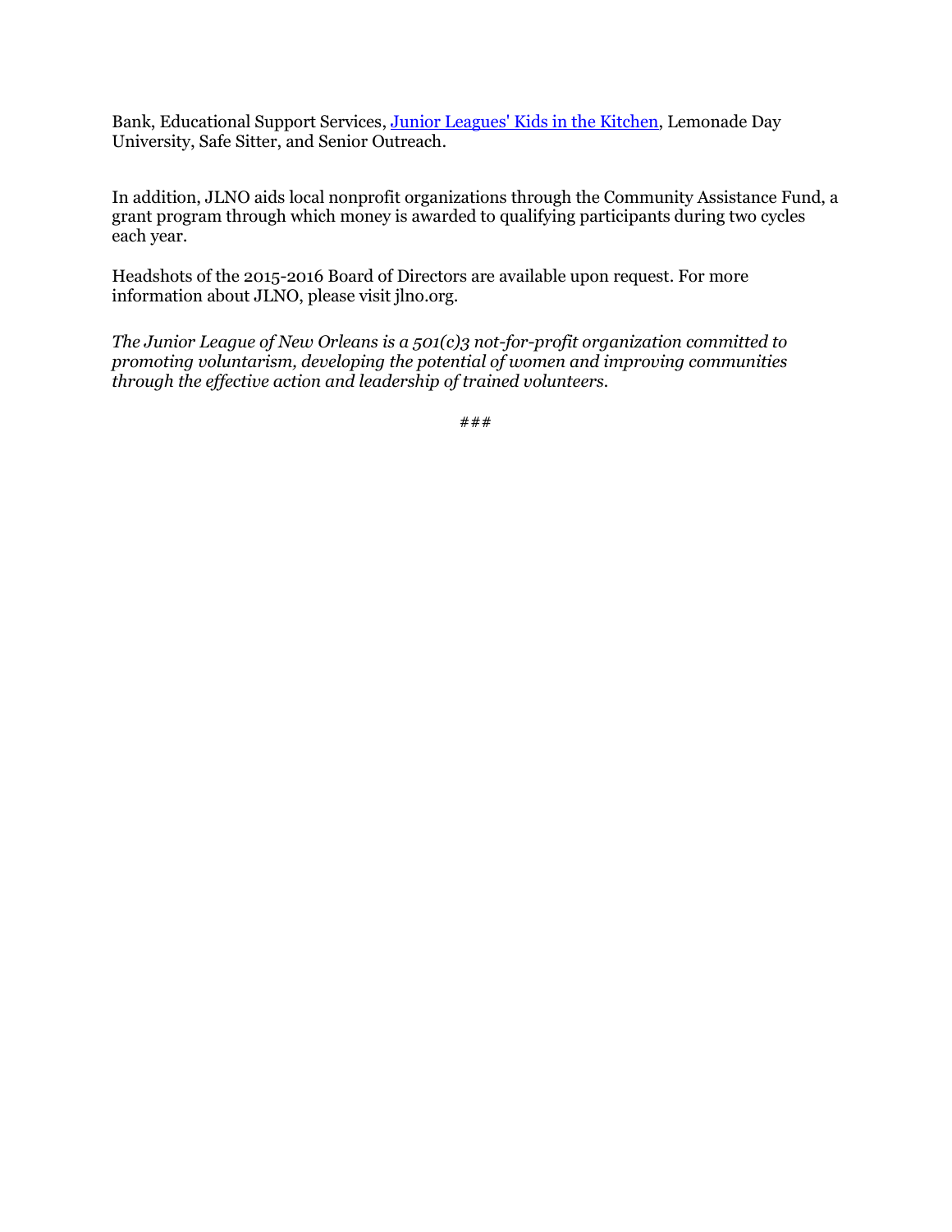Bank, Educational Support Services, [Junior Leagues' Kids in the Kitchen], Lemonade Day University, Safe Sitter, and Senior Outreach.

In addition, JLNO aids local nonprofit organizations through the Community Assistance Fund, a grant program through which money is awarded to qualifying participants during two cycles each year.

Headshots of the 2015-2016 Board of Directors are available upon request. For more information about JLNO, please visit jlno.org.

*The Junior League of New Orleans is a 501(c)3 not-for-profit organization committed to promoting voluntarism, developing the potential of women and improving communities through the effective action and leadership of trained volunteers.*

###